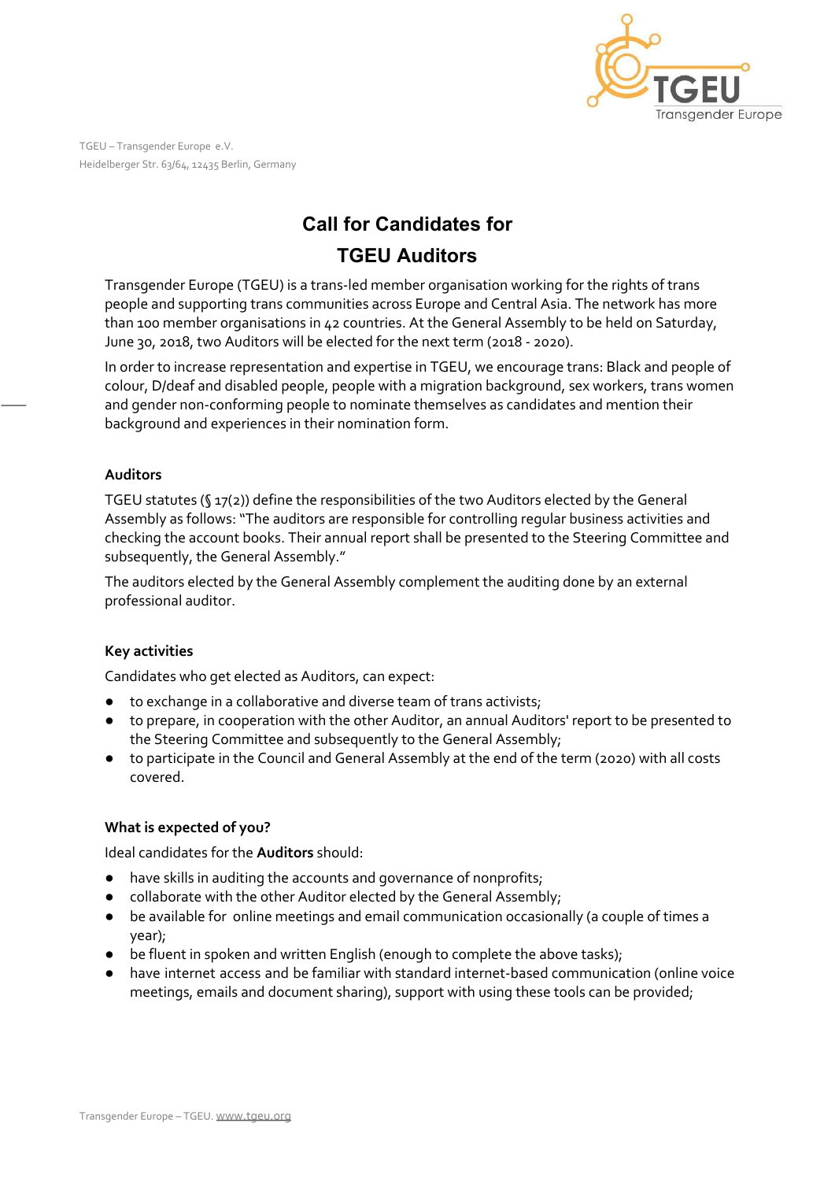TGEU – Transgender Europe e.V.
Heidelberger Str. 63/64, 12435 Berlin, Germany

# Call for Candidates for TGEU Auditors

Transgender Europe (TGEU) is a trans-led member organisation working for the rights of trans people and supporting trans communities across Europe and Central Asia. The network has more than 100 member organisations in 42 countries. At the General Assembly to be held on Saturday, June 30, 2018, two Auditors will be elected for the next term (2018 - 2020).

In order to increase representation and expertise in TGEU, we encourage trans: Black and people of colour, D/deaf and disabled people, people with a migration background, sex workers, trans women and gender non-conforming people to nominate themselves as candidates and mention their background and experiences in their nomination form.

## Auditors

TGEU statutes (§ 17(2)) define the responsibilities of the two Auditors elected by the General Assembly as follows: "The auditors are responsible for controlling regular business activities and checking the account books. Their annual report shall be presented to the Steering Committee and subsequently, the General Assembly."

The auditors elected by the General Assembly complement the auditing done by an external professional auditor.

## Key activities

Candidates who get elected as Auditors, can expect:

- to exchange in a collaborative and diverse team of trans activists;
- to prepare, in cooperation with the other Auditor, an annual Auditors' report to be presented to the Steering Committee and subsequently to the General Assembly;
- to participate in the Council and General Assembly at the end of the term (2020) with all costs covered.

## What is expected of you?

Ideal candidates for the **Auditors** should:

- have skills in auditing the accounts and governance of nonprofits;
- collaborate with the other Auditor elected by the General Assembly;
- be available for online meetings and email communication occasionally (a couple of times a year);
- be fluent in spoken and written English (enough to complete the above tasks);
- have internet access and be familiar with standard internet-based communication (online voice meetings, emails and document sharing), support with using these tools can be provided;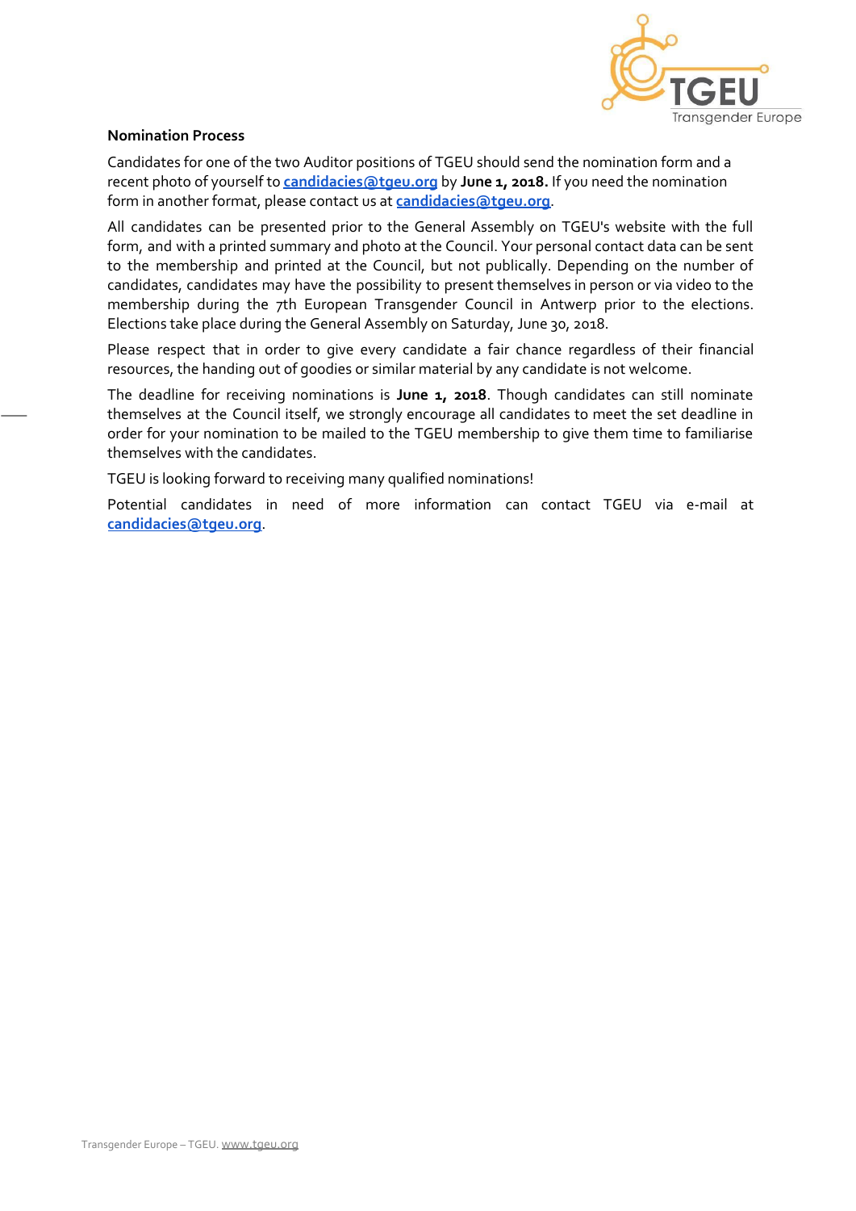**Nomination Process**

Candidates for one of the two Auditor positions of TGEU should send the nomination form and a recent photo of yourself to **candidacies@tgeu.org** by **June 1, 2018.** If you need the nomination form in another format, please contact us at **candidacies@tgeu.org**.

All candidates can be presented prior to the General Assembly on TGEU's website with the full form, and with a printed summary and photo at the Council. Your personal contact data can be sent to the membership and printed at the Council, but not publically. Depending on the number of candidates, candidates may have the possibility to present themselves in person or via video to the membership during the 7th European Transgender Council in Antwerp prior to the elections. Elections take place during the General Assembly on Saturday, June 30, 2018.

Please respect that in order to give every candidate a fair chance regardless of their financial resources, the handing out of goodies or similar material by any candidate is not welcome.

The deadline for receiving nominations is **June 1, 2018**. Though candidates can still nominate themselves at the Council itself, we strongly encourage all candidates to meet the set deadline in order for your nomination to be mailed to the TGEU membership to give them time to familiarise themselves with the candidates.

TGEU is looking forward to receiving many qualified nominations!

Potential candidates in need of more information can contact TGEU via e-mail at **candidacies@tgeu.org**.